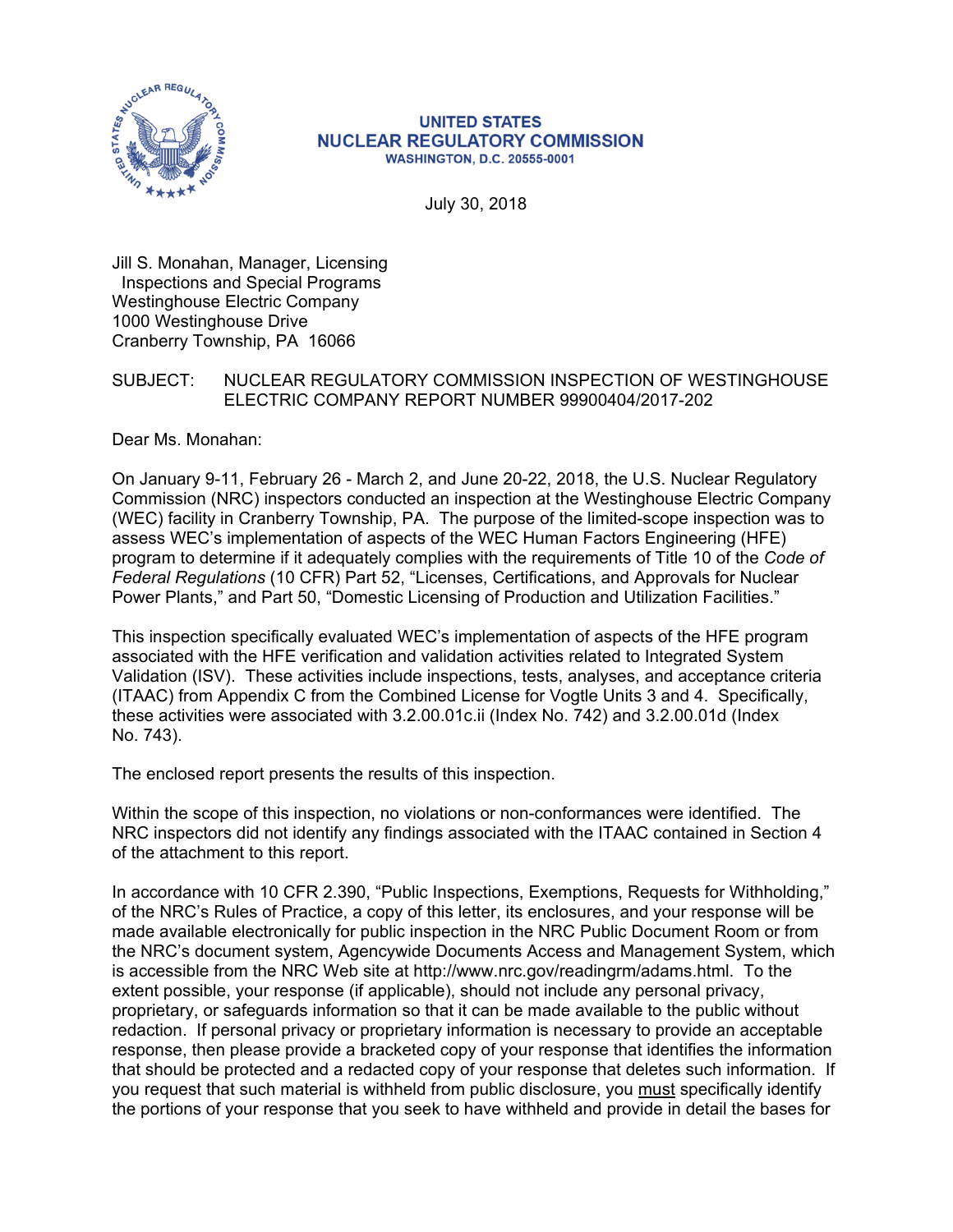UNITED STATES
NUCLEAR REGULATORY COMMISSION
WASHINGTON, D.C. 20555-0001

July 30, 2018

Jill S. Monahan, Manager, Licensing
Inspections and Special Programs
Westinghouse Electric Company
1000 Westinghouse Drive
Cranberry Township, PA 16066

SUBJECT: NUCLEAR REGULATORY COMMISSION INSPECTION OF WESTINGHOUSE ELECTRIC COMPANY REPORT NUMBER 99900404/2017-202

Dear Ms. Monahan:

On January 9-11, February 26 - March 2, and June 20-22, 2018, the U.S. Nuclear Regulatory Commission (NRC) inspectors conducted an inspection at the Westinghouse Electric Company (WEC) facility in Cranberry Township, PA. The purpose of the limited-scope inspection was to assess WEC's implementation of aspects of the WEC Human Factors Engineering (HFE) program to determine if it adequately complies with the requirements of Title 10 of the *Code of Federal Regulations* (10 CFR) Part 52, "Licenses, Certifications, and Approvals for Nuclear Power Plants," and Part 50, "Domestic Licensing of Production and Utilization Facilities."

This inspection specifically evaluated WEC's implementation of aspects of the HFE program associated with the HFE verification and validation activities related to Integrated System Validation (ISV). These activities include inspections, tests, analyses, and acceptance criteria (ITAAC) from Appendix C from the Combined License for Vogtle Units 3 and 4. Specifically, these activities were associated with 3.2.00.01c.ii (Index No. 742) and 3.2.00.01d (Index No. 743).

The enclosed report presents the results of this inspection.

Within the scope of this inspection, no violations or non-conformances were identified. The NRC inspectors did not identify any findings associated with the ITAAC contained in Section 4 of the attachment to this report.

In accordance with 10 CFR 2.390, "Public Inspections, Exemptions, Requests for Withholding," of the NRC's Rules of Practice, a copy of this letter, its enclosures, and your response will be made available electronically for public inspection in the NRC Public Document Room or from the NRC's document system, Agencywide Documents Access and Management System, which is accessible from the NRC Web site at http://www.nrc.gov/readingrm/adams.html. To the extent possible, your response (if applicable), should not include any personal privacy, proprietary, or safeguards information so that it can be made available to the public without redaction. If personal privacy or proprietary information is necessary to provide an acceptable response, then please provide a bracketed copy of your response that identifies the information that should be protected and a redacted copy of your response that deletes such information. If you request that such material is withheld from public disclosure, you <u>must</u> specifically identify the portions of your response that you seek to have withheld and provide in detail the bases for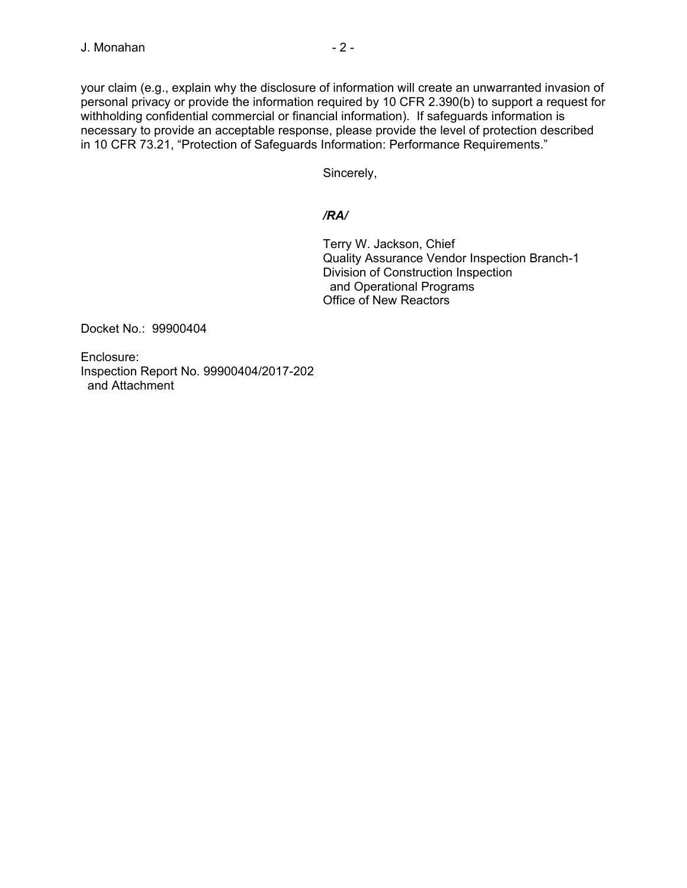your claim (e.g., explain why the disclosure of information will create an unwarranted invasion of personal privacy or provide the information required by 10 CFR 2.390(b) to support a request for withholding confidential commercial or financial information). If safeguards information is necessary to provide an acceptable response, please provide the level of protection described in 10 CFR 73.21, "Protection of Safeguards Information: Performance Requirements."

Sincerely,

***/RA/***

Terry W. Jackson, Chief
Quality Assurance Vendor Inspection Branch-1
Division of Construction Inspection
and Operational Programs
Office of New Reactors

Docket No.: 99900404

Enclosure:
Inspection Report No. 99900404/2017-202
and Attachment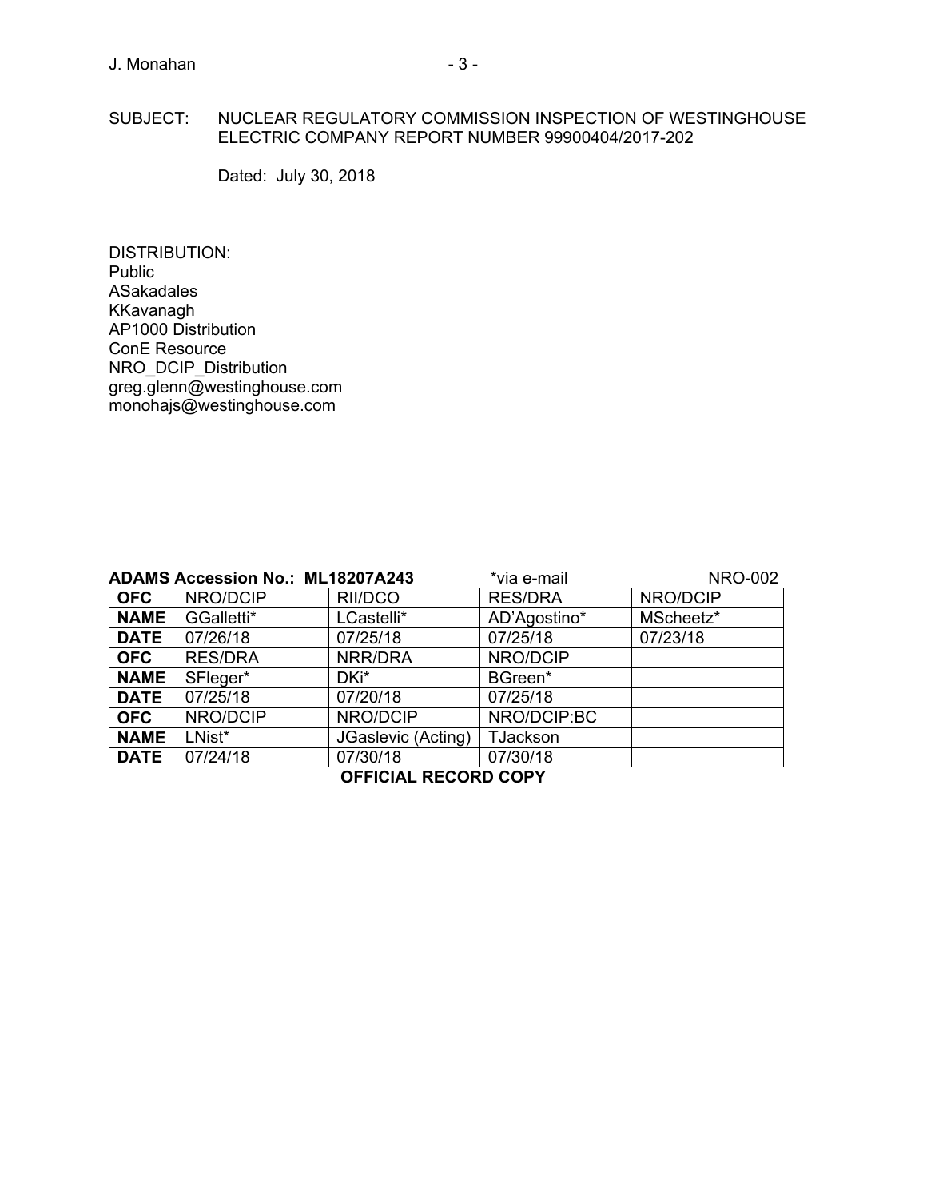SUBJECT: NUCLEAR REGULATORY COMMISSION INSPECTION OF WESTINGHOUSE ELECTRIC COMPANY REPORT NUMBER 99900404/2017-202

Dated: July 30, 2018

DISTRIBUTION:
Public
ASakadales
KKavanagh
AP1000 Distribution
ConE Resource
NRO_DCIP_Distribution
greg.glenn@westinghouse.com
monohajs@westinghouse.com

**ADAMS Accession No.: ML18207A243** *via e-mail NRO-002

| **OFC** | NRO/DCIP | RII/DCO | RES/DRA | NRO/DCIP |
|---|---|---|---|---|
| **NAME** | GGalletti* | LCastelli* | AD'Agostino* | MScheetz* |
| **DATE** | 07/26/18 | 07/25/18 | 07/25/18 | 07/23/18 |
| **OFC** | RES/DRA | NRR/DRA | NRO/DCIP | |
| **NAME** | SFleger* | DKi* | BGreen* | |
| **DATE** | 07/25/18 | 07/20/18 | 07/25/18 | |
| **OFC** | NRO/DCIP | NRO/DCIP | NRO/DCIP:BC | |
| **NAME** | LNist* | JGaslevic (Acting) | TJackson | |
| **DATE** | 07/24/18 | 07/30/18 | 07/30/18 | |

**OFFICIAL RECORD COPY**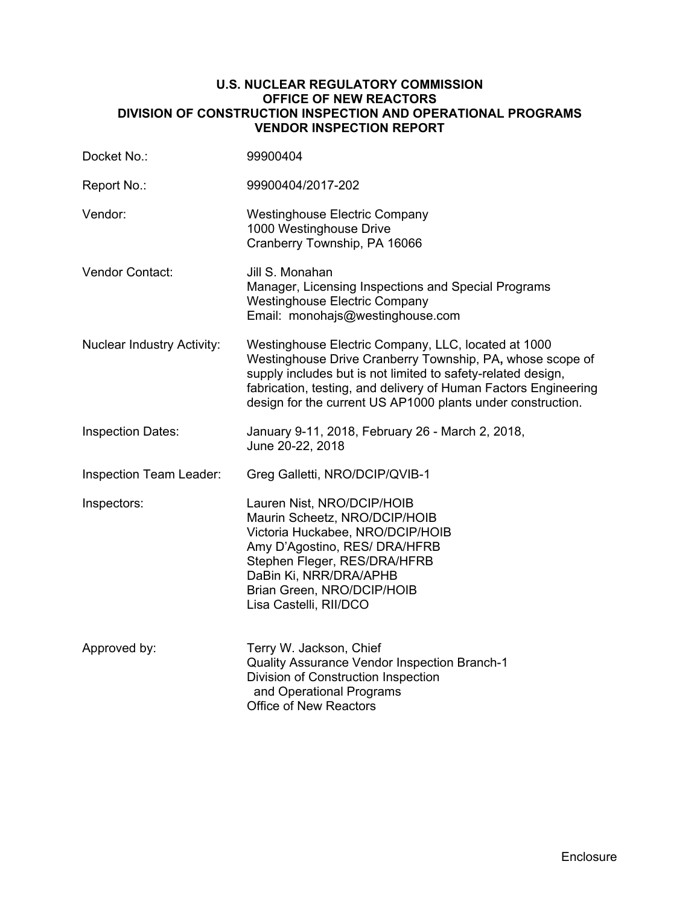**U.S. NUCLEAR REGULATORY COMMISSION**
**OFFICE OF NEW REACTORS**
**DIVISION OF CONSTRUCTION INSPECTION AND OPERATIONAL PROGRAMS**
**VENDOR INSPECTION REPORT**

| | |
|---|---|
| Docket No.: | 99900404 |
| Report No.: | 99900404/2017-202 |
| Vendor: | Westinghouse Electric Company<br>1000 Westinghouse Drive<br>Cranberry Township, PA 16066 |
| Vendor Contact: | Jill S. Monahan<br>Manager, Licensing Inspections and Special Programs<br>Westinghouse Electric Company<br>Email: monohajs@westinghouse.com |
| Nuclear Industry Activity: | Westinghouse Electric Company, LLC, located at 1000 Westinghouse Drive Cranberry Township, PA**,** whose scope of supply includes but is not limited to safety-related design, fabrication, testing, and delivery of Human Factors Engineering design for the current US AP1000 plants under construction. |
| Inspection Dates: | January 9-11, 2018, February 26 - March 2, 2018, June 20-22, 2018 |
| Inspection Team Leader: | Greg Galletti, NRO/DCIP/QVIB-1 |
| Inspectors: | Lauren Nist, NRO/DCIP/HOIB<br>Maurin Scheetz, NRO/DCIP/HOIB<br>Victoria Huckabee, NRO/DCIP/HOIB<br>Amy D'Agostino, RES/ DRA/HFRB<br>Stephen Fleger, RES/DRA/HFRB<br>DaBin Ki, NRR/DRA/APHB<br>Brian Green, NRO/DCIP/HOIB<br>Lisa Castelli, RII/DCO |
| Approved by: | Terry W. Jackson, Chief<br>Quality Assurance Vendor Inspection Branch-1<br>Division of Construction Inspection and Operational Programs<br>Office of New Reactors |

Enclosure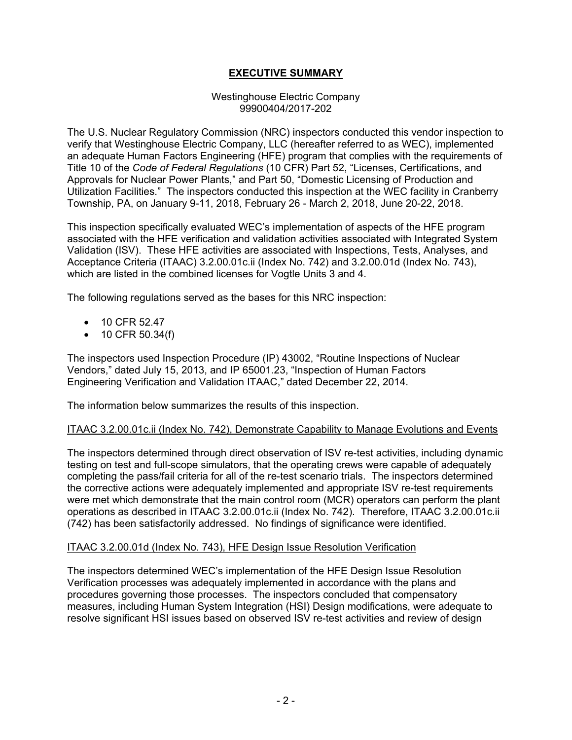# EXECUTIVE SUMMARY

Westinghouse Electric Company
99900404/2017-202

The U.S. Nuclear Regulatory Commission (NRC) inspectors conducted this vendor inspection to verify that Westinghouse Electric Company, LLC (hereafter referred to as WEC), implemented an adequate Human Factors Engineering (HFE) program that complies with the requirements of Title 10 of the *Code of Federal Regulations* (10 CFR) Part 52, "Licenses, Certifications, and Approvals for Nuclear Power Plants," and Part 50, "Domestic Licensing of Production and Utilization Facilities." The inspectors conducted this inspection at the WEC facility in Cranberry Township, PA, on January 9-11, 2018, February 26 - March 2, 2018, June 20-22, 2018.

This inspection specifically evaluated WEC's implementation of aspects of the HFE program associated with the HFE verification and validation activities associated with Integrated System Validation (ISV). These HFE activities are associated with Inspections, Tests, Analyses, and Acceptance Criteria (ITAAC) 3.2.00.01c.ii (Index No. 742) and 3.2.00.01d (Index No. 743), which are listed in the combined licenses for Vogtle Units 3 and 4.

The following regulations served as the bases for this NRC inspection:

- 10 CFR 52.47
- 10 CFR 50.34(f)

The inspectors used Inspection Procedure (IP) 43002, "Routine Inspections of Nuclear Vendors," dated July 15, 2013, and IP 65001.23, "Inspection of Human Factors Engineering Verification and Validation ITAAC," dated December 22, 2014.

The information below summarizes the results of this inspection.

<u>ITAAC 3.2.00.01c.ii (Index No. 742), Demonstrate Capability to Manage Evolutions and Events</u>

The inspectors determined through direct observation of ISV re-test activities, including dynamic testing on test and full-scope simulators, that the operating crews were capable of adequately completing the pass/fail criteria for all of the re-test scenario trials. The inspectors determined the corrective actions were adequately implemented and appropriate ISV re-test requirements were met which demonstrate that the main control room (MCR) operators can perform the plant operations as described in ITAAC 3.2.00.01c.ii (Index No. 742). Therefore, ITAAC 3.2.00.01c.ii (742) has been satisfactorily addressed. No findings of significance were identified.

<u>ITAAC 3.2.00.01d (Index No. 743), HFE Design Issue Resolution Verification</u>

The inspectors determined WEC's implementation of the HFE Design Issue Resolution Verification processes was adequately implemented in accordance with the plans and procedures governing those processes. The inspectors concluded that compensatory measures, including Human System Integration (HSI) Design modifications, were adequate to resolve significant HSI issues based on observed ISV re-test activities and review of design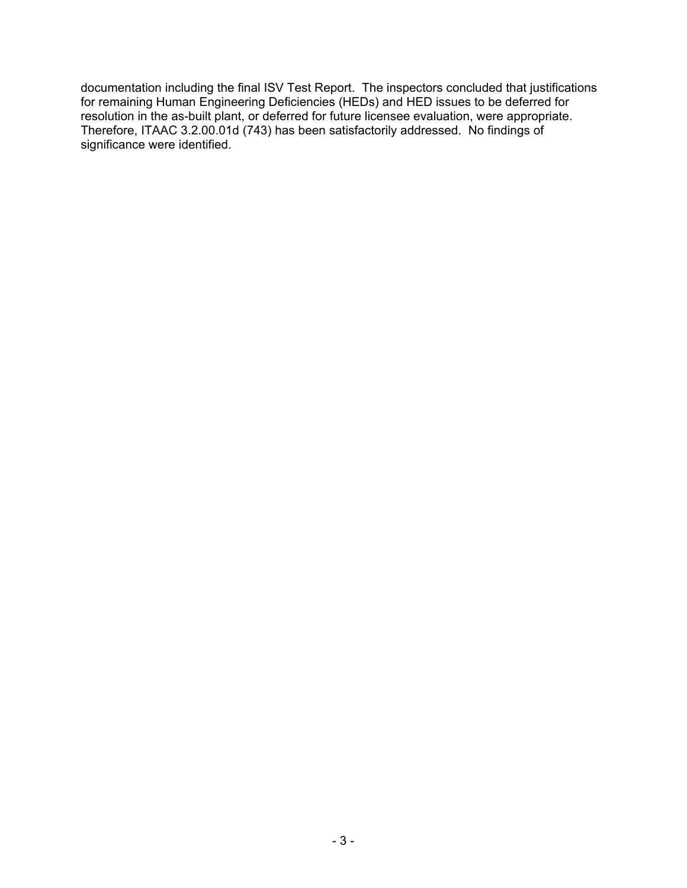documentation including the final ISV Test Report. The inspectors concluded that justifications for remaining Human Engineering Deficiencies (HEDs) and HED issues to be deferred for resolution in the as-built plant, or deferred for future licensee evaluation, were appropriate. Therefore, ITAAC 3.2.00.01d (743) has been satisfactorily addressed. No findings of significance were identified.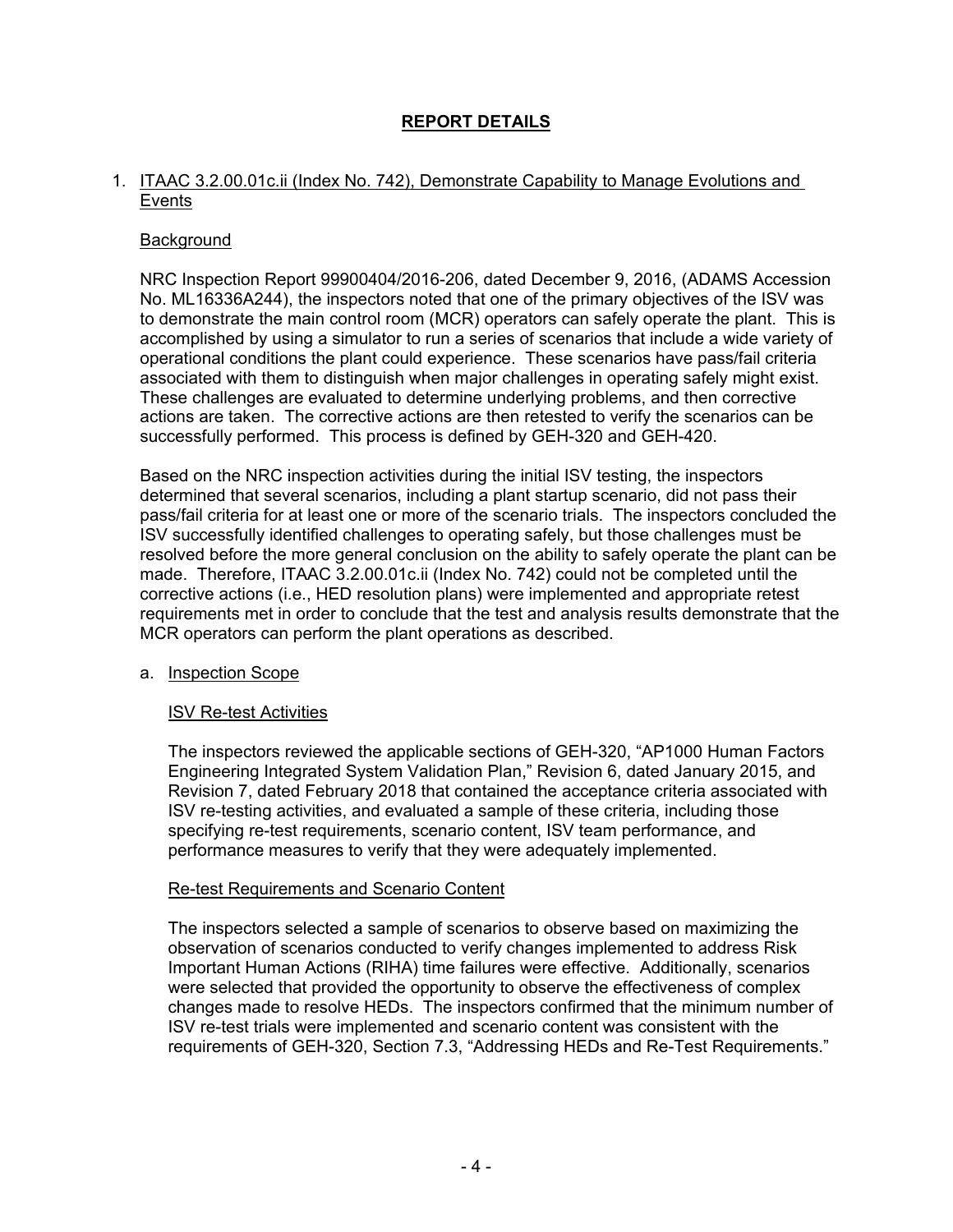# REPORT DETAILS

## 1. ITAAC 3.2.00.01c.ii (Index No. 742), Demonstrate Capability to Manage Evolutions and Events

### Background

NRC Inspection Report 99900404/2016-206, dated December 9, 2016, (ADAMS Accession No. ML16336A244), the inspectors noted that one of the primary objectives of the ISV was to demonstrate the main control room (MCR) operators can safely operate the plant. This is accomplished by using a simulator to run a series of scenarios that include a wide variety of operational conditions the plant could experience. These scenarios have pass/fail criteria associated with them to distinguish when major challenges in operating safely might exist. These challenges are evaluated to determine underlying problems, and then corrective actions are taken. The corrective actions are then retested to verify the scenarios can be successfully performed. This process is defined by GEH-320 and GEH-420.

Based on the NRC inspection activities during the initial ISV testing, the inspectors determined that several scenarios, including a plant startup scenario, did not pass their pass/fail criteria for at least one or more of the scenario trials. The inspectors concluded the ISV successfully identified challenges to operating safely, but those challenges must be resolved before the more general conclusion on the ability to safely operate the plant can be made. Therefore, ITAAC 3.2.00.01c.ii (Index No. 742) could not be completed until the corrective actions (i.e., HED resolution plans) were implemented and appropriate retest requirements met in order to conclude that the test and analysis results demonstrate that the MCR operators can perform the plant operations as described.

### a. Inspection Scope

#### ISV Re-test Activities

The inspectors reviewed the applicable sections of GEH-320, "AP1000 Human Factors Engineering Integrated System Validation Plan," Revision 6, dated January 2015, and Revision 7, dated February 2018 that contained the acceptance criteria associated with ISV re-testing activities, and evaluated a sample of these criteria, including those specifying re-test requirements, scenario content, ISV team performance, and performance measures to verify that they were adequately implemented.

#### Re-test Requirements and Scenario Content

The inspectors selected a sample of scenarios to observe based on maximizing the observation of scenarios conducted to verify changes implemented to address Risk Important Human Actions (RIHA) time failures were effective. Additionally, scenarios were selected that provided the opportunity to observe the effectiveness of complex changes made to resolve HEDs. The inspectors confirmed that the minimum number of ISV re-test trials were implemented and scenario content was consistent with the requirements of GEH-320, Section 7.3, "Addressing HEDs and Re-Test Requirements."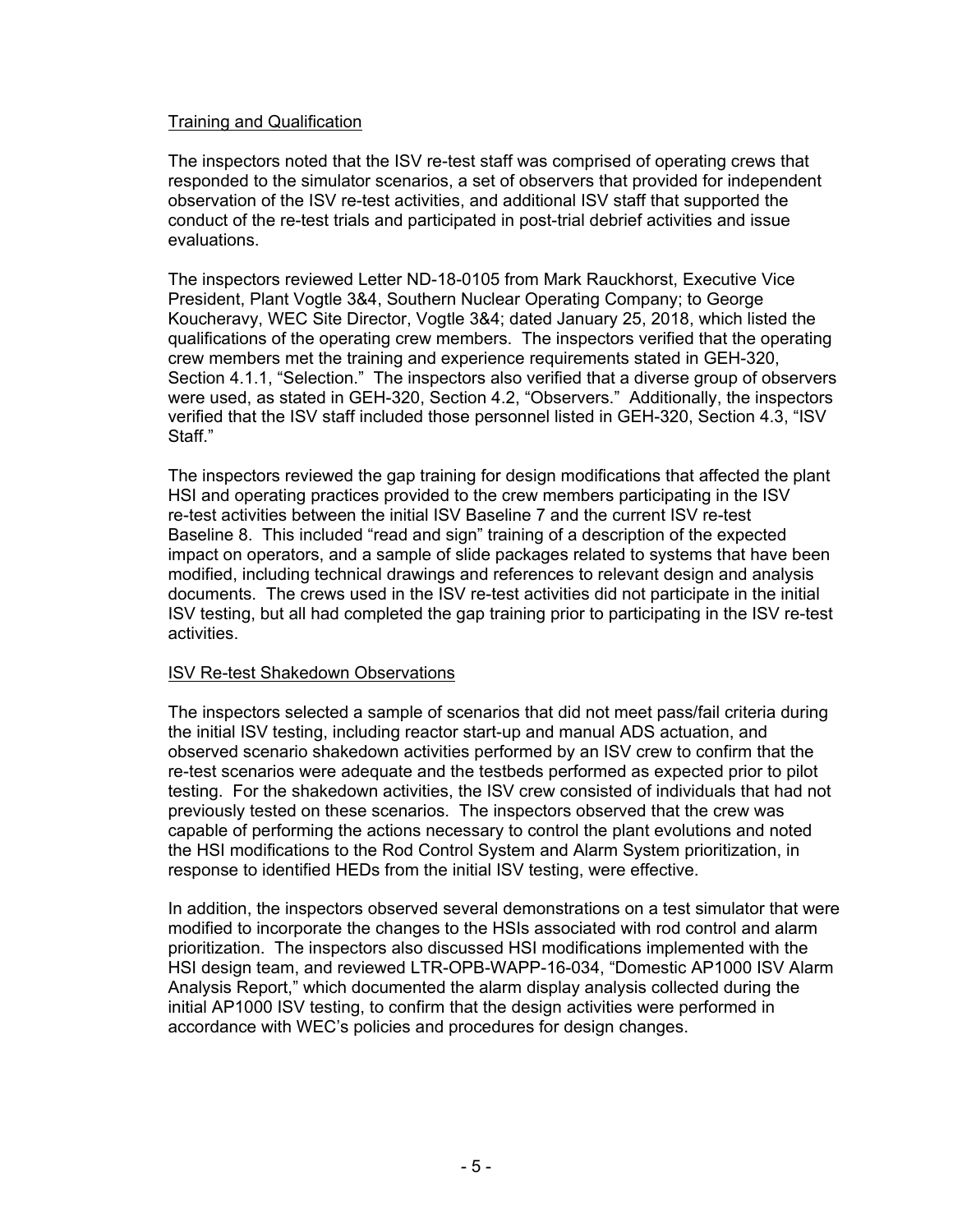Training and Qualification

The inspectors noted that the ISV re-test staff was comprised of operating crews that responded to the simulator scenarios, a set of observers that provided for independent observation of the ISV re-test activities, and additional ISV staff that supported the conduct of the re-test trials and participated in post-trial debrief activities and issue evaluations.

The inspectors reviewed Letter ND-18-0105 from Mark Rauckhorst, Executive Vice President, Plant Vogtle 3&4, Southern Nuclear Operating Company; to George Koucheravy, WEC Site Director, Vogtle 3&4; dated January 25, 2018, which listed the qualifications of the operating crew members. The inspectors verified that the operating crew members met the training and experience requirements stated in GEH-320, Section 4.1.1, "Selection." The inspectors also verified that a diverse group of observers were used, as stated in GEH-320, Section 4.2, "Observers." Additionally, the inspectors verified that the ISV staff included those personnel listed in GEH-320, Section 4.3, "ISV Staff."

The inspectors reviewed the gap training for design modifications that affected the plant HSI and operating practices provided to the crew members participating in the ISV re-test activities between the initial ISV Baseline 7 and the current ISV re-test Baseline 8. This included "read and sign" training of a description of the expected impact on operators, and a sample of slide packages related to systems that have been modified, including technical drawings and references to relevant design and analysis documents. The crews used in the ISV re-test activities did not participate in the initial ISV testing, but all had completed the gap training prior to participating in the ISV re-test activities.

ISV Re-test Shakedown Observations

The inspectors selected a sample of scenarios that did not meet pass/fail criteria during the initial ISV testing, including reactor start-up and manual ADS actuation, and observed scenario shakedown activities performed by an ISV crew to confirm that the re-test scenarios were adequate and the testbeds performed as expected prior to pilot testing. For the shakedown activities, the ISV crew consisted of individuals that had not previously tested on these scenarios. The inspectors observed that the crew was capable of performing the actions necessary to control the plant evolutions and noted the HSI modifications to the Rod Control System and Alarm System prioritization, in response to identified HEDs from the initial ISV testing, were effective.

In addition, the inspectors observed several demonstrations on a test simulator that were modified to incorporate the changes to the HSIs associated with rod control and alarm prioritization. The inspectors also discussed HSI modifications implemented with the HSI design team, and reviewed LTR-OPB-WAPP-16-034, "Domestic AP1000 ISV Alarm Analysis Report," which documented the alarm display analysis collected during the initial AP1000 ISV testing, to confirm that the design activities were performed in accordance with WEC's policies and procedures for design changes.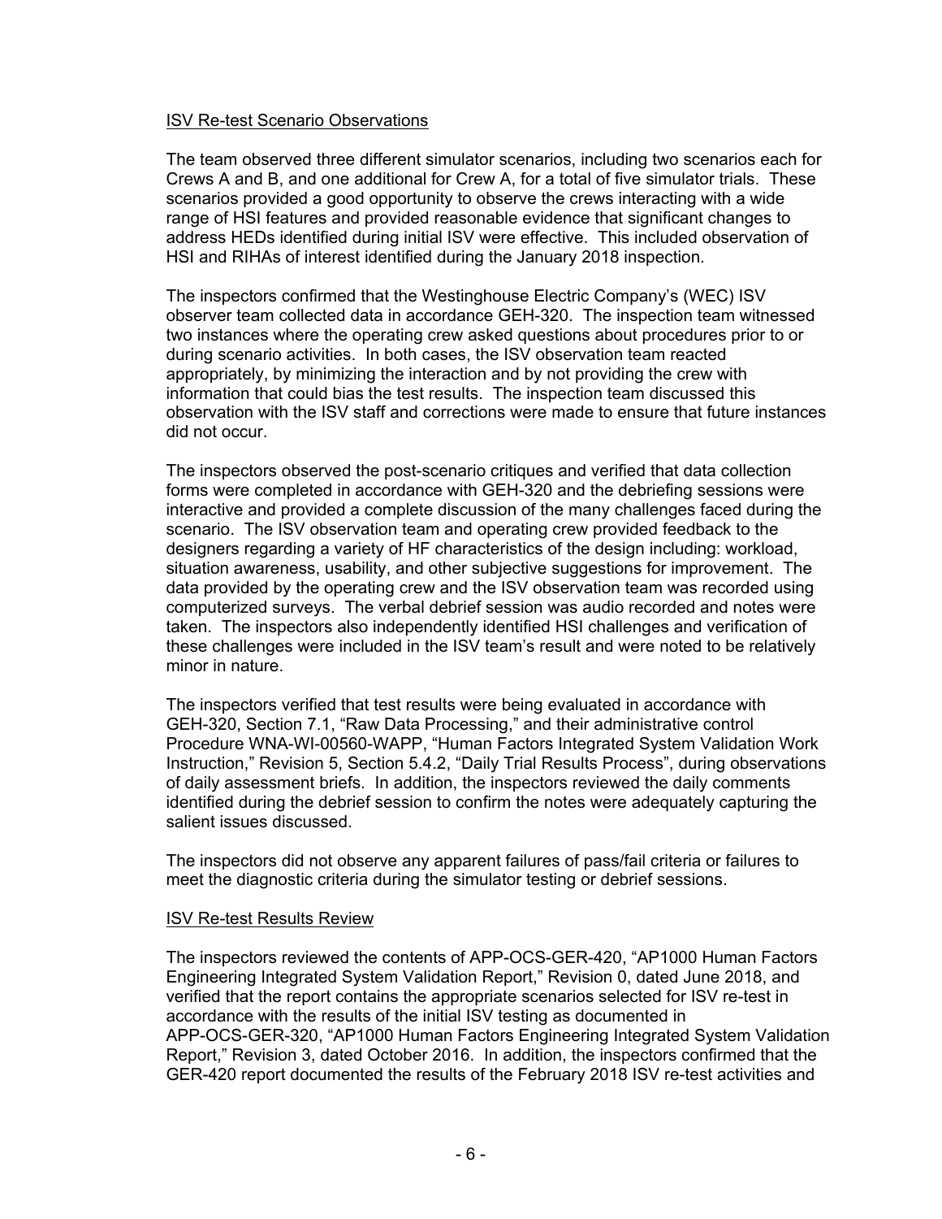ISV Re-test Scenario Observations

The team observed three different simulator scenarios, including two scenarios each for Crews A and B, and one additional for Crew A, for a total of five simulator trials. These scenarios provided a good opportunity to observe the crews interacting with a wide range of HSI features and provided reasonable evidence that significant changes to address HEDs identified during initial ISV were effective. This included observation of HSI and RIHAs of interest identified during the January 2018 inspection.

The inspectors confirmed that the Westinghouse Electric Company's (WEC) ISV observer team collected data in accordance GEH-320. The inspection team witnessed two instances where the operating crew asked questions about procedures prior to or during scenario activities. In both cases, the ISV observation team reacted appropriately, by minimizing the interaction and by not providing the crew with information that could bias the test results. The inspection team discussed this observation with the ISV staff and corrections were made to ensure that future instances did not occur.

The inspectors observed the post-scenario critiques and verified that data collection forms were completed in accordance with GEH-320 and the debriefing sessions were interactive and provided a complete discussion of the many challenges faced during the scenario. The ISV observation team and operating crew provided feedback to the designers regarding a variety of HF characteristics of the design including: workload, situation awareness, usability, and other subjective suggestions for improvement. The data provided by the operating crew and the ISV observation team was recorded using computerized surveys. The verbal debrief session was audio recorded and notes were taken. The inspectors also independently identified HSI challenges and verification of these challenges were included in the ISV team's result and were noted to be relatively minor in nature.

The inspectors verified that test results were being evaluated in accordance with GEH-320, Section 7.1, "Raw Data Processing," and their administrative control Procedure WNA-WI-00560-WAPP, "Human Factors Integrated System Validation Work Instruction," Revision 5, Section 5.4.2, "Daily Trial Results Process", during observations of daily assessment briefs. In addition, the inspectors reviewed the daily comments identified during the debrief session to confirm the notes were adequately capturing the salient issues discussed.

The inspectors did not observe any apparent failures of pass/fail criteria or failures to meet the diagnostic criteria during the simulator testing or debrief sessions.

ISV Re-test Results Review

The inspectors reviewed the contents of APP-OCS-GER-420, "AP1000 Human Factors Engineering Integrated System Validation Report," Revision 0, dated June 2018, and verified that the report contains the appropriate scenarios selected for ISV re-test in accordance with the results of the initial ISV testing as documented in APP-OCS-GER-320, "AP1000 Human Factors Engineering Integrated System Validation Report," Revision 3, dated October 2016. In addition, the inspectors confirmed that the GER-420 report documented the results of the February 2018 ISV re-test activities and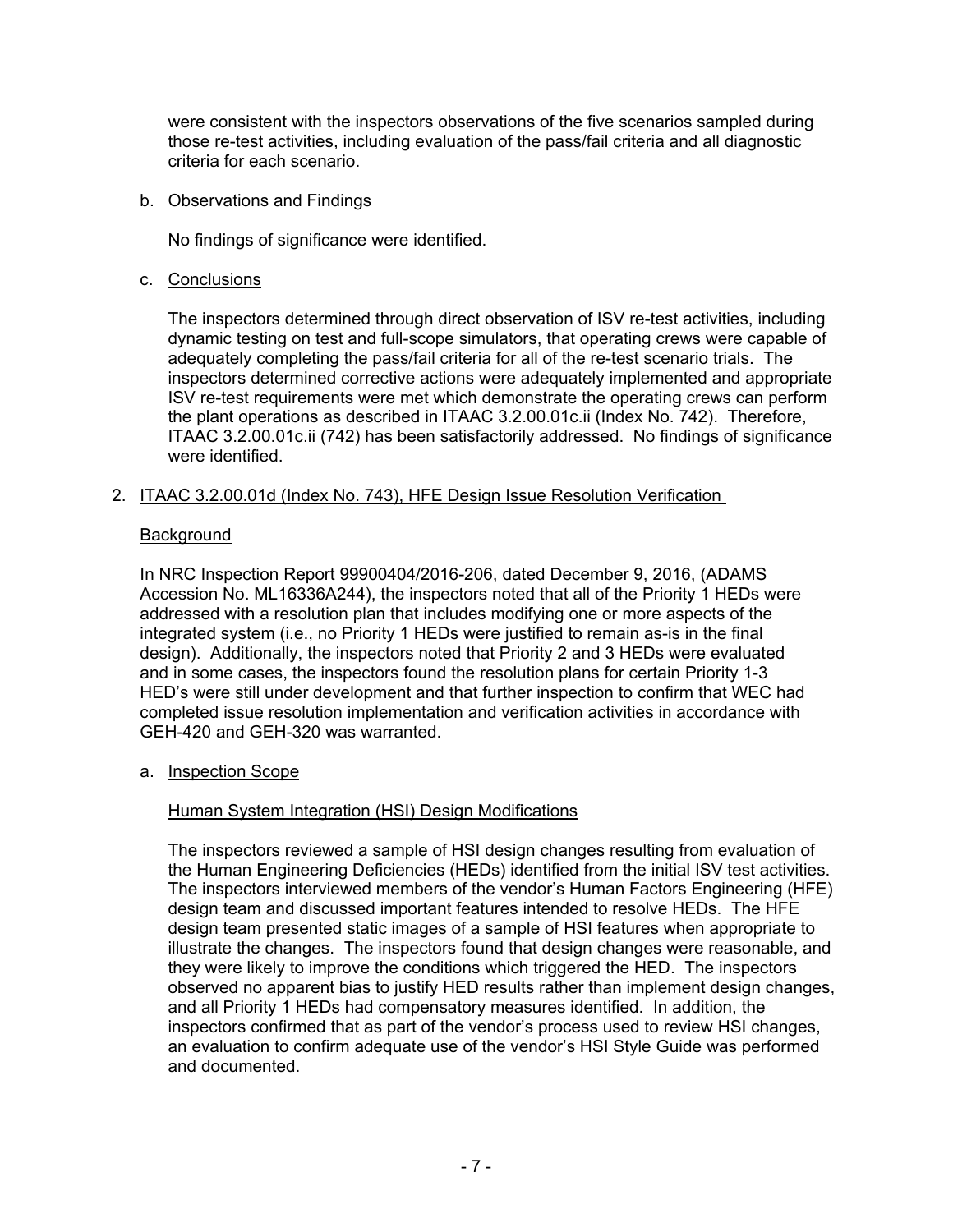were consistent with the inspectors observations of the five scenarios sampled during those re-test activities, including evaluation of the pass/fail criteria and all diagnostic criteria for each scenario.

b. Observations and Findings

No findings of significance were identified.

c. Conclusions

The inspectors determined through direct observation of ISV re-test activities, including dynamic testing on test and full-scope simulators, that operating crews were capable of adequately completing the pass/fail criteria for all of the re-test scenario trials. The inspectors determined corrective actions were adequately implemented and appropriate ISV re-test requirements were met which demonstrate the operating crews can perform the plant operations as described in ITAAC 3.2.00.01c.ii (Index No. 742). Therefore, ITAAC 3.2.00.01c.ii (742) has been satisfactorily addressed. No findings of significance were identified.

2. ITAAC 3.2.00.01d (Index No. 743), HFE Design Issue Resolution Verification

Background

In NRC Inspection Report 99900404/2016-206, dated December 9, 2016, (ADAMS Accession No. ML16336A244), the inspectors noted that all of the Priority 1 HEDs were addressed with a resolution plan that includes modifying one or more aspects of the integrated system (i.e., no Priority 1 HEDs were justified to remain as-is in the final design). Additionally, the inspectors noted that Priority 2 and 3 HEDs were evaluated and in some cases, the inspectors found the resolution plans for certain Priority 1-3 HED's were still under development and that further inspection to confirm that WEC had completed issue resolution implementation and verification activities in accordance with GEH-420 and GEH-320 was warranted.

a. Inspection Scope

Human System Integration (HSI) Design Modifications

The inspectors reviewed a sample of HSI design changes resulting from evaluation of the Human Engineering Deficiencies (HEDs) identified from the initial ISV test activities. The inspectors interviewed members of the vendor's Human Factors Engineering (HFE) design team and discussed important features intended to resolve HEDs. The HFE design team presented static images of a sample of HSI features when appropriate to illustrate the changes. The inspectors found that design changes were reasonable, and they were likely to improve the conditions which triggered the HED. The inspectors observed no apparent bias to justify HED results rather than implement design changes, and all Priority 1 HEDs had compensatory measures identified. In addition, the inspectors confirmed that as part of the vendor's process used to review HSI changes, an evaluation to confirm adequate use of the vendor's HSI Style Guide was performed and documented.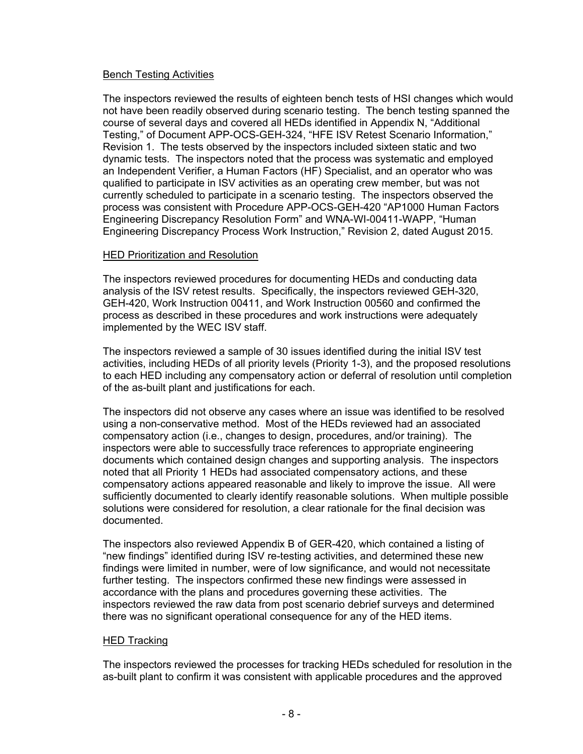Bench Testing Activities

The inspectors reviewed the results of eighteen bench tests of HSI changes which would not have been readily observed during scenario testing. The bench testing spanned the course of several days and covered all HEDs identified in Appendix N, "Additional Testing," of Document APP-OCS-GEH-324, "HFE ISV Retest Scenario Information," Revision 1. The tests observed by the inspectors included sixteen static and two dynamic tests. The inspectors noted that the process was systematic and employed an Independent Verifier, a Human Factors (HF) Specialist, and an operator who was qualified to participate in ISV activities as an operating crew member, but was not currently scheduled to participate in a scenario testing. The inspectors observed the process was consistent with Procedure APP-OCS-GEH-420 "AP1000 Human Factors Engineering Discrepancy Resolution Form" and WNA-WI-00411-WAPP, "Human Engineering Discrepancy Process Work Instruction," Revision 2, dated August 2015.

HED Prioritization and Resolution

The inspectors reviewed procedures for documenting HEDs and conducting data analysis of the ISV retest results. Specifically, the inspectors reviewed GEH-320, GEH-420, Work Instruction 00411, and Work Instruction 00560 and confirmed the process as described in these procedures and work instructions were adequately implemented by the WEC ISV staff.

The inspectors reviewed a sample of 30 issues identified during the initial ISV test activities, including HEDs of all priority levels (Priority 1-3), and the proposed resolutions to each HED including any compensatory action or deferral of resolution until completion of the as-built plant and justifications for each.

The inspectors did not observe any cases where an issue was identified to be resolved using a non-conservative method. Most of the HEDs reviewed had an associated compensatory action (i.e., changes to design, procedures, and/or training). The inspectors were able to successfully trace references to appropriate engineering documents which contained design changes and supporting analysis. The inspectors noted that all Priority 1 HEDs had associated compensatory actions, and these compensatory actions appeared reasonable and likely to improve the issue. All were sufficiently documented to clearly identify reasonable solutions. When multiple possible solutions were considered for resolution, a clear rationale for the final decision was documented.

The inspectors also reviewed Appendix B of GER-420, which contained a listing of "new findings" identified during ISV re-testing activities, and determined these new findings were limited in number, were of low significance, and would not necessitate further testing. The inspectors confirmed these new findings were assessed in accordance with the plans and procedures governing these activities. The inspectors reviewed the raw data from post scenario debrief surveys and determined there was no significant operational consequence for any of the HED items.

HED Tracking

The inspectors reviewed the processes for tracking HEDs scheduled for resolution in the as-built plant to confirm it was consistent with applicable procedures and the approved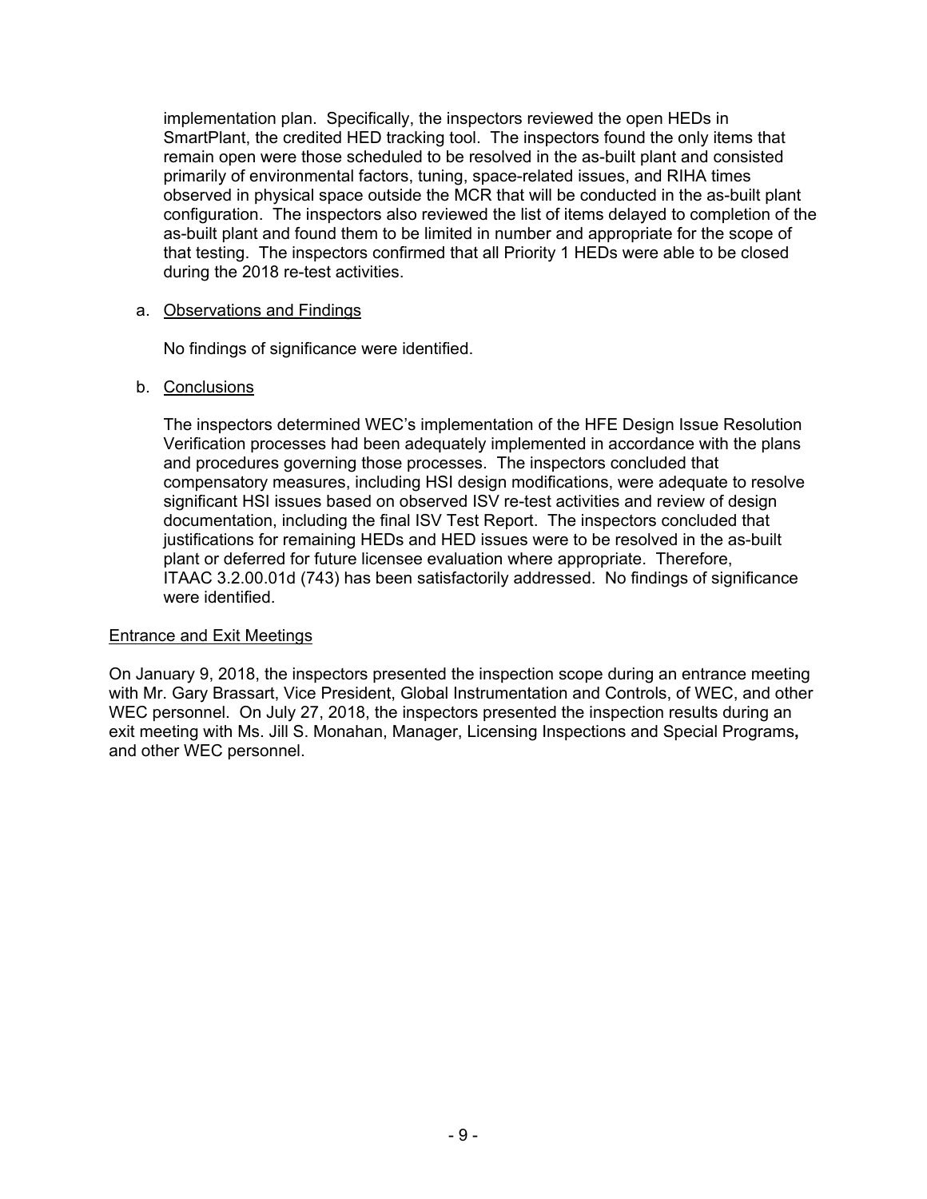implementation plan. Specifically, the inspectors reviewed the open HEDs in SmartPlant, the credited HED tracking tool. The inspectors found the only items that remain open were those scheduled to be resolved in the as-built plant and consisted primarily of environmental factors, tuning, space-related issues, and RIHA times observed in physical space outside the MCR that will be conducted in the as-built plant configuration. The inspectors also reviewed the list of items delayed to completion of the as-built plant and found them to be limited in number and appropriate for the scope of that testing. The inspectors confirmed that all Priority 1 HEDs were able to be closed during the 2018 re-test activities.

a. Observations and Findings

No findings of significance were identified.

b. Conclusions

The inspectors determined WEC's implementation of the HFE Design Issue Resolution Verification processes had been adequately implemented in accordance with the plans and procedures governing those processes. The inspectors concluded that compensatory measures, including HSI design modifications, were adequate to resolve significant HSI issues based on observed ISV re-test activities and review of design documentation, including the final ISV Test Report. The inspectors concluded that justifications for remaining HEDs and HED issues were to be resolved in the as-built plant or deferred for future licensee evaluation where appropriate. Therefore, ITAAC 3.2.00.01d (743) has been satisfactorily addressed. No findings of significance were identified.

Entrance and Exit Meetings

On January 9, 2018, the inspectors presented the inspection scope during an entrance meeting with Mr. Gary Brassart, Vice President, Global Instrumentation and Controls, of WEC, and other WEC personnel. On July 27, 2018, the inspectors presented the inspection results during an exit meeting with Ms. Jill S. Monahan, Manager, Licensing Inspections and Special Programs**,** and other WEC personnel.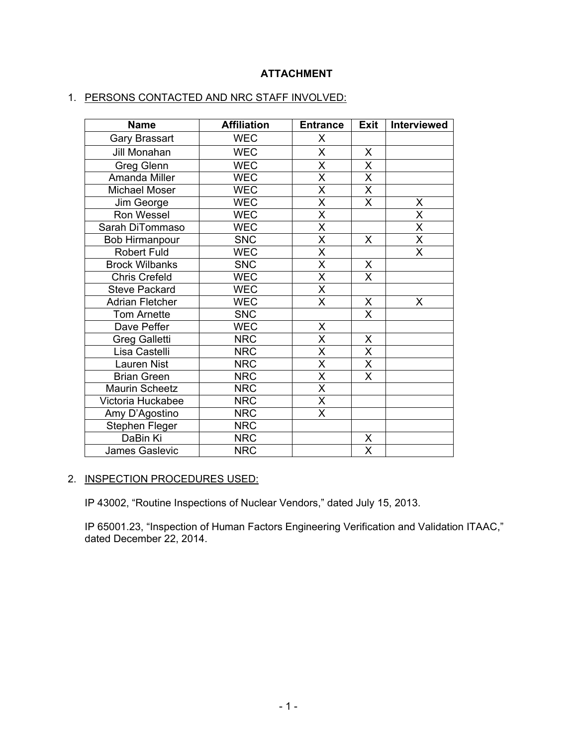**ATTACHMENT**

1. PERSONS CONTACTED AND NRC STAFF INVOLVED:

| Name | Affiliation | Entrance | Exit | Interviewed |
|---|---|---|---|---|
| Gary Brassart | WEC | X | | |
| Jill Monahan | WEC | X | X | |
| Greg Glenn | WEC | X | X | |
| Amanda Miller | WEC | X | X | |
| Michael Moser | WEC | X | X | |
| Jim George | WEC | X | X | X |
| Ron Wessel | WEC | X | | X |
| Sarah DiTommaso | WEC | X | | X |
| Bob Hirmanpour | SNC | X | X | X |
| Robert Fuld | WEC | X | | X |
| Brock Wilbanks | SNC | X | X | |
| Chris Crefeld | WEC | X | X | |
| Steve Packard | WEC | X | | |
| Adrian Fletcher | WEC | X | X | X |
| Tom Arnette | SNC | | X | |
| Dave Peffer | WEC | X | | |
| Greg Galletti | NRC | X | X | |
| Lisa Castelli | NRC | X | X | |
| Lauren Nist | NRC | X | X | |
| Brian Green | NRC | X | X | |
| Maurin Scheetz | NRC | X | | |
| Victoria Huckabee | NRC | X | | |
| Amy D'Agostino | NRC | X | | |
| Stephen Fleger | NRC | | | |
| DaBin Ki | NRC | | X | |
| James Gaslevic | NRC | | X | |

2. INSPECTION PROCEDURES USED:

IP 43002, "Routine Inspections of Nuclear Vendors," dated July 15, 2013.

IP 65001.23, "Inspection of Human Factors Engineering Verification and Validation ITAAC," dated December 22, 2014.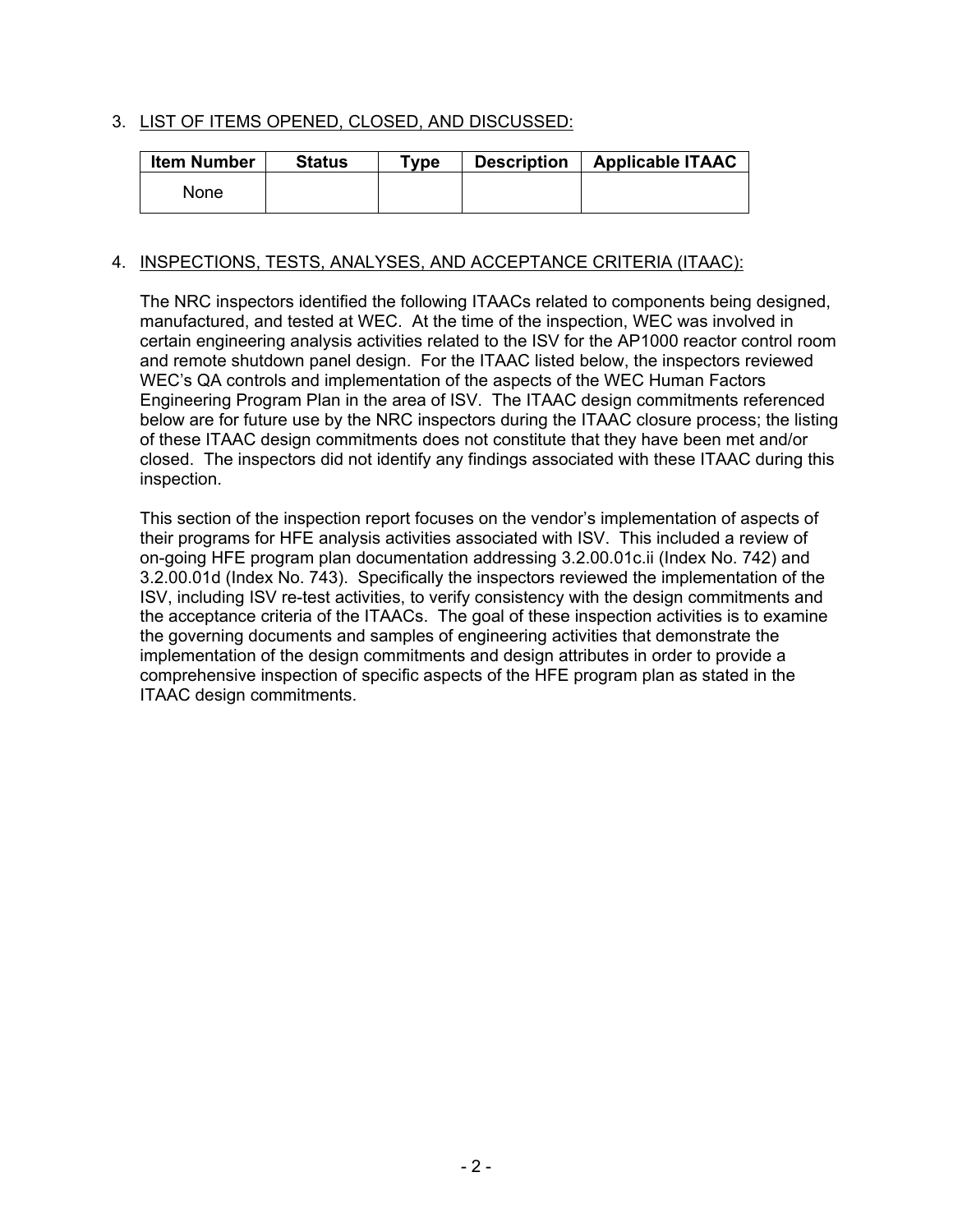3. LIST OF ITEMS OPENED, CLOSED, AND DISCUSSED:

| Item Number | Status | Type | Description | Applicable ITAAC |
|---|---|---|---|---|
| None | | | | |

4. INSPECTIONS, TESTS, ANALYSES, AND ACCEPTANCE CRITERIA (ITAAC):

The NRC inspectors identified the following ITAACs related to components being designed, manufactured, and tested at WEC. At the time of the inspection, WEC was involved in certain engineering analysis activities related to the ISV for the AP1000 reactor control room and remote shutdown panel design. For the ITAAC listed below, the inspectors reviewed WEC's QA controls and implementation of the aspects of the WEC Human Factors Engineering Program Plan in the area of ISV. The ITAAC design commitments referenced below are for future use by the NRC inspectors during the ITAAC closure process; the listing of these ITAAC design commitments does not constitute that they have been met and/or closed. The inspectors did not identify any findings associated with these ITAAC during this inspection.

This section of the inspection report focuses on the vendor's implementation of aspects of their programs for HFE analysis activities associated with ISV. This included a review of on-going HFE program plan documentation addressing 3.2.00.01c.ii (Index No. 742) and 3.2.00.01d (Index No. 743). Specifically the inspectors reviewed the implementation of the ISV, including ISV re-test activities, to verify consistency with the design commitments and the acceptance criteria of the ITAACs. The goal of these inspection activities is to examine the governing documents and samples of engineering activities that demonstrate the implementation of the design commitments and design attributes in order to provide a comprehensive inspection of specific aspects of the HFE program plan as stated in the ITAAC design commitments.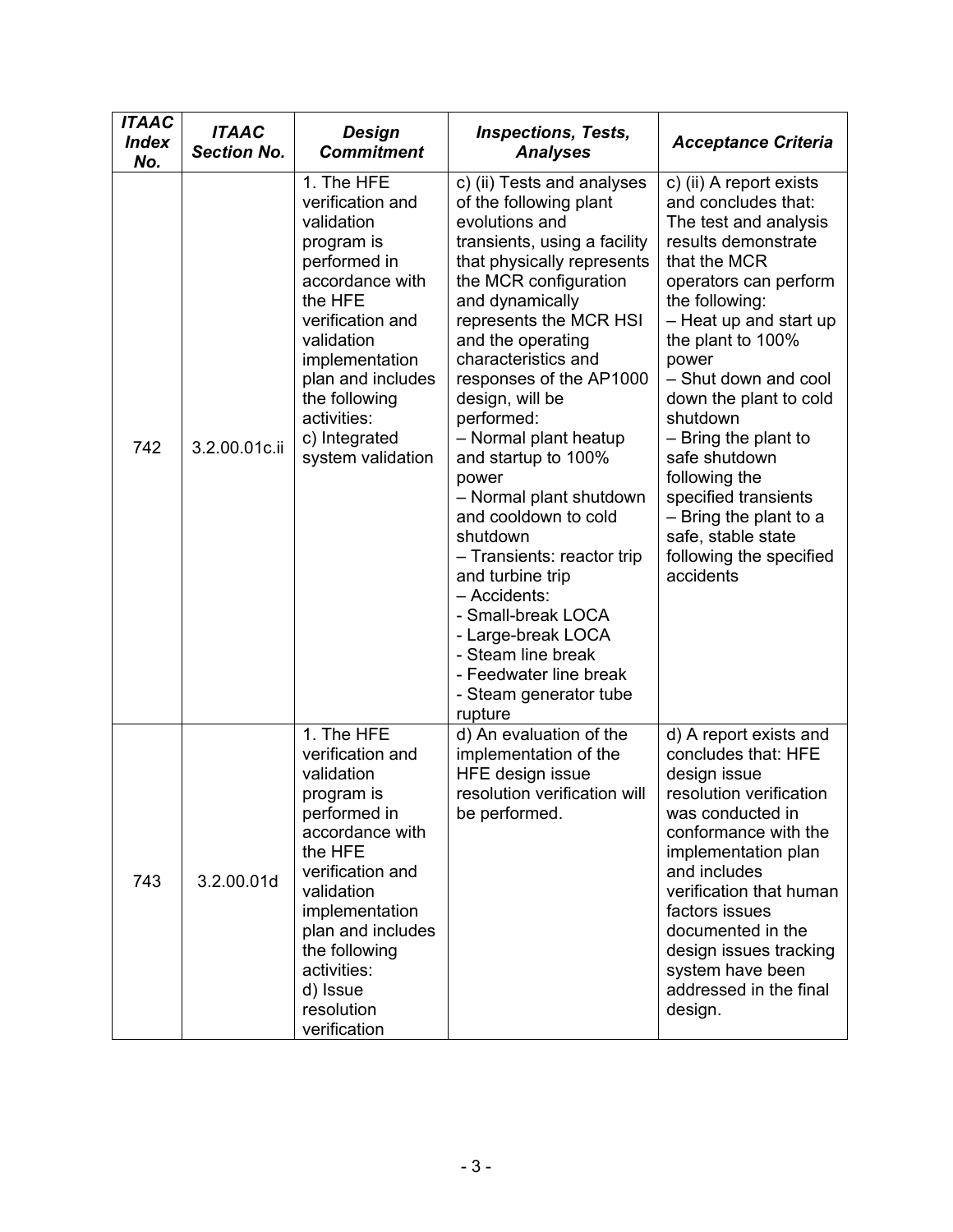| *ITAAC Index No.* | *ITAAC Section No.* | *Design Commitment* | *Inspections, Tests, Analyses* | *Acceptance Criteria* |
|---|---|---|---|---|
| 742 | 3.2.00.01c.ii | 1. The HFE verification and validation program is performed in accordance with the HFE verification and validation implementation plan and includes the following activities:<br>c) Integrated system validation | c) (ii) Tests and analyses of the following plant evolutions and transients, using a facility that physically represents the MCR configuration and dynamically represents the MCR HSI and the operating characteristics and responses of the AP1000 design, will be performed:<br>– Normal plant heatup and startup to 100% power<br>– Normal plant shutdown and cooldown to cold shutdown<br>– Transients: reactor trip and turbine trip<br>– Accidents:<br>- Small-break LOCA<br>- Large-break LOCA<br>- Steam line break<br>- Feedwater line break<br>- Steam generator tube rupture | c) (ii) A report exists and concludes that: The test and analysis results demonstrate that the MCR operators can perform the following:<br>– Heat up and start up the plant to 100% power<br>– Shut down and cool down the plant to cold shutdown<br>– Bring the plant to safe shutdown following the specified transients<br>– Bring the plant to a safe, stable state following the specified accidents |
| 743 | 3.2.00.01d | 1. The HFE verification and validation program is performed in accordance with the HFE verification and validation implementation plan and includes the following activities:<br>d) Issue resolution verification | d) An evaluation of the implementation of the HFE design issue resolution verification will be performed. | d) A report exists and concludes that: HFE design issue resolution verification was conducted in conformance with the implementation plan and includes verification that human factors issues documented in the design issues tracking system have been addressed in the final design. |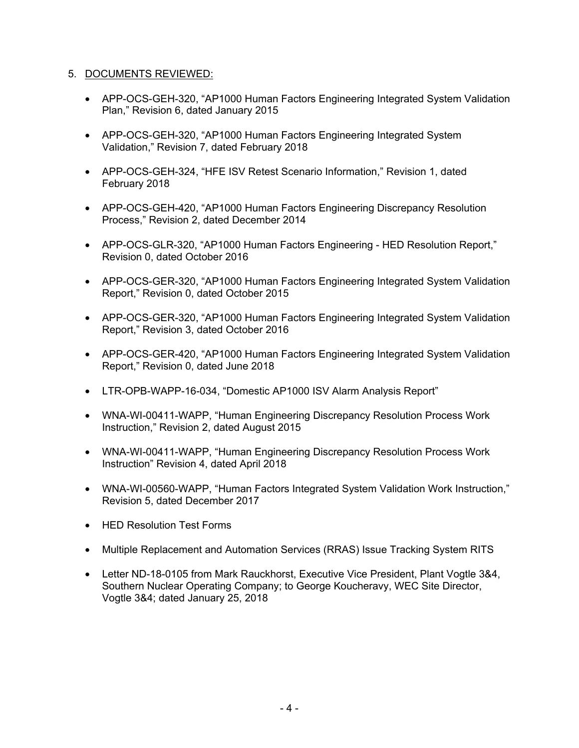5. DOCUMENTS REVIEWED:

- APP-OCS-GEH-320, "AP1000 Human Factors Engineering Integrated System Validation Plan," Revision 6, dated January 2015
- APP-OCS-GEH-320, "AP1000 Human Factors Engineering Integrated System Validation," Revision 7, dated February 2018
- APP-OCS-GEH-324, "HFE ISV Retest Scenario Information," Revision 1, dated February 2018
- APP-OCS-GEH-420, "AP1000 Human Factors Engineering Discrepancy Resolution Process," Revision 2, dated December 2014
- APP-OCS-GLR-320, "AP1000 Human Factors Engineering - HED Resolution Report," Revision 0, dated October 2016
- APP-OCS-GER-320, "AP1000 Human Factors Engineering Integrated System Validation Report," Revision 0, dated October 2015
- APP-OCS-GER-320, "AP1000 Human Factors Engineering Integrated System Validation Report," Revision 3, dated October 2016
- APP-OCS-GER-420, "AP1000 Human Factors Engineering Integrated System Validation Report," Revision 0, dated June 2018
- LTR-OPB-WAPP-16-034, "Domestic AP1000 ISV Alarm Analysis Report"
- WNA-WI-00411-WAPP, "Human Engineering Discrepancy Resolution Process Work Instruction," Revision 2, dated August 2015
- WNA-WI-00411-WAPP, "Human Engineering Discrepancy Resolution Process Work Instruction" Revision 4, dated April 2018
- WNA-WI-00560-WAPP, "Human Factors Integrated System Validation Work Instruction," Revision 5, dated December 2017
- HED Resolution Test Forms
- Multiple Replacement and Automation Services (RRAS) Issue Tracking System RITS
- Letter ND-18-0105 from Mark Rauckhorst, Executive Vice President, Plant Vogtle 3&4, Southern Nuclear Operating Company; to George Koucheravy, WEC Site Director, Vogtle 3&4; dated January 25, 2018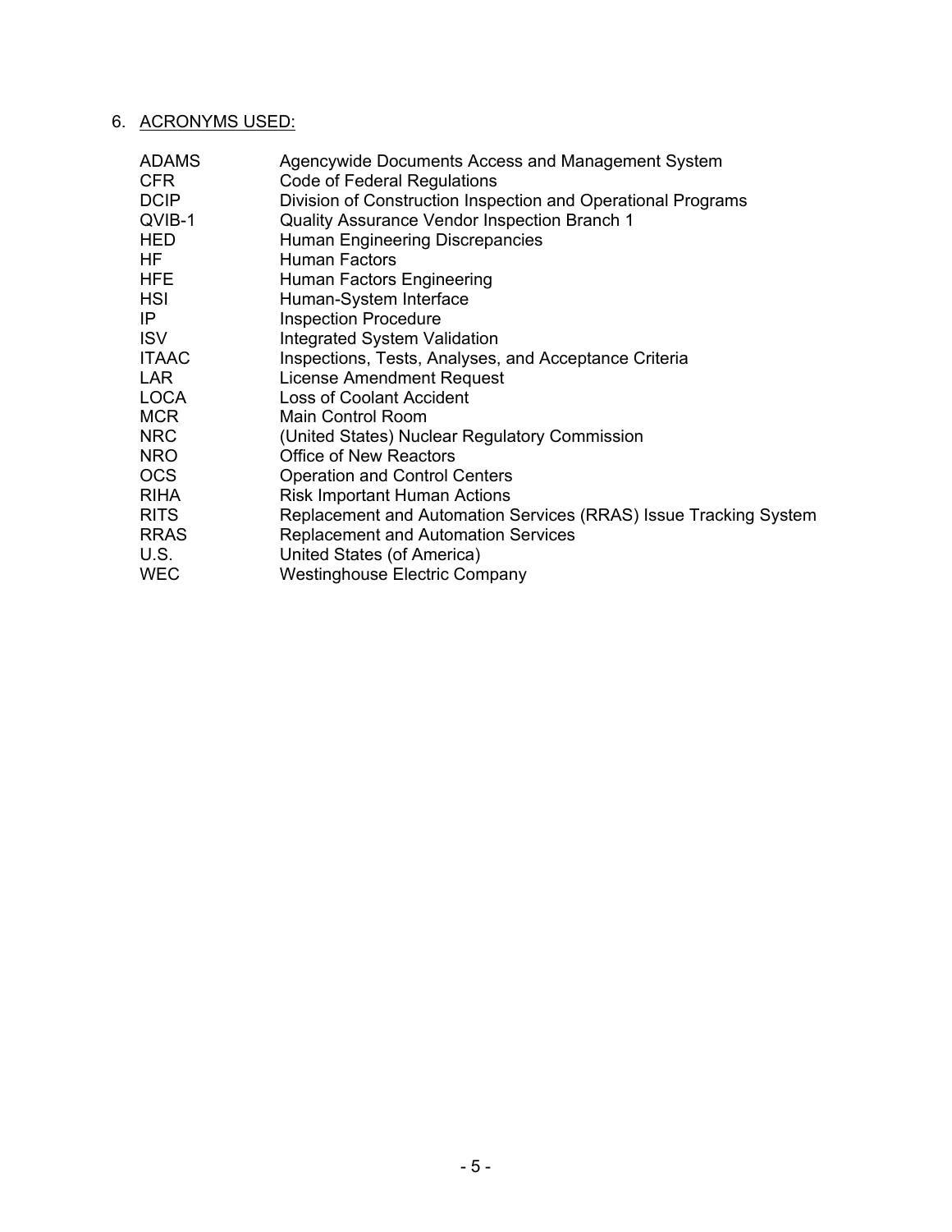6. ACRONYMS USED:

| | |
|---|---|
| ADAMS | Agencywide Documents Access and Management System |
| CFR | Code of Federal Regulations |
| DCIP | Division of Construction Inspection and Operational Programs |
| QVIB-1 | Quality Assurance Vendor Inspection Branch 1 |
| HED | Human Engineering Discrepancies |
| HF | Human Factors |
| HFE | Human Factors Engineering |
| HSI | Human-System Interface |
| IP | Inspection Procedure |
| ISV | Integrated System Validation |
| ITAAC | Inspections, Tests, Analyses, and Acceptance Criteria |
| LAR | License Amendment Request |
| LOCA | Loss of Coolant Accident |
| MCR | Main Control Room |
| NRC | (United States) Nuclear Regulatory Commission |
| NRO | Office of New Reactors |
| OCS | Operation and Control Centers |
| RIHA | Risk Important Human Actions |
| RITS | Replacement and Automation Services (RRAS) Issue Tracking System |
| RRAS | Replacement and Automation Services |
| U.S. | United States (of America) |
| WEC | Westinghouse Electric Company |